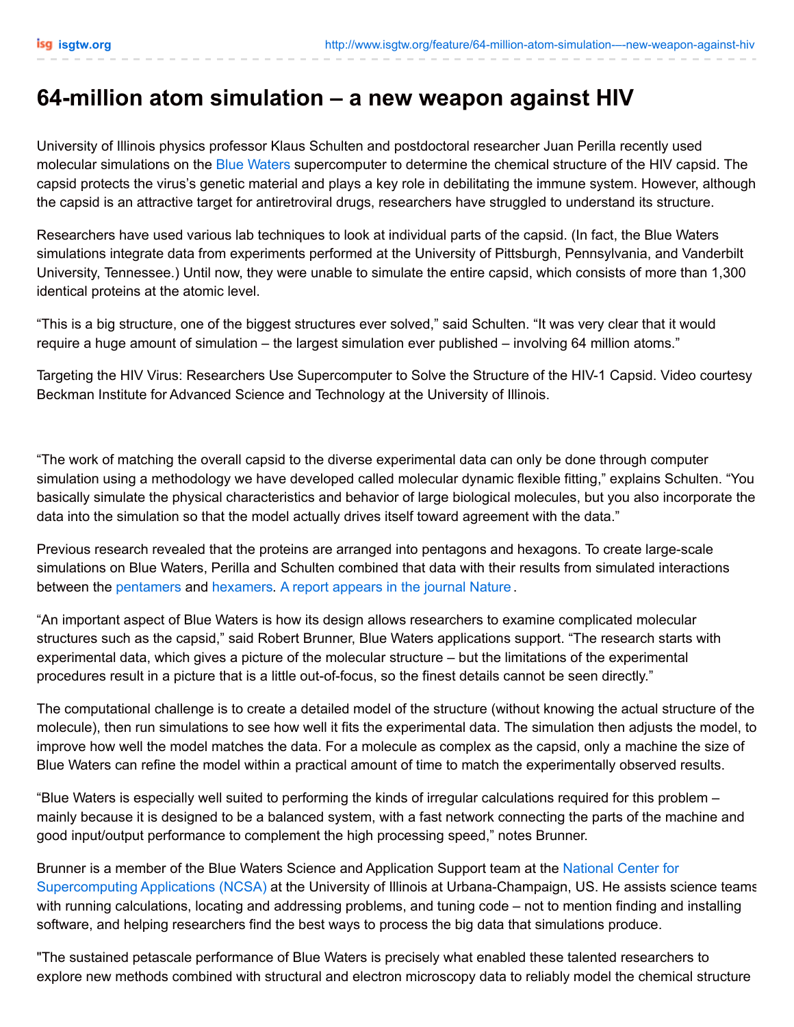# 64-million atom simulation – a new weapon against HIV

University of Illinois physics professor Klaus Schulten and postdoctoral researcher Juan Perilla recently used molecular simulations on the Blue Waters supercomputer to determine the chemical structure of the HIV capsid. The capsid protects the virus's genetic material and plays a key role in debilitating the immune system. However, although the capsid is an attractive target for antiretroviral drugs, researchers have struggled to understand its structure.

Researchers have used various lab techniques to look at individual parts of the capsid. (In fact, the Blue Waters simulations integrate data from experiments performed at the University of Pittsburgh, Pennsylvania, and Vanderbilt University, Tennessee.) Until now, they were unable to simulate the entire capsid, which consists of more than 1,300 identical proteins at the atomic level.

"This is a big structure, one of the biggest structures ever solved," said Schulten. "It was very clear that it would require a huge amount of simulation – the largest simulation ever published – involving 64 million atoms."

Targeting the HIV Virus: Researchers Use Supercomputer to Solve the Structure of the HIV-1 Capsid. Video courtesy Beckman Institute for Advanced Science and Technology at the University of Illinois.

"The work of matching the overall capsid to the diverse experimental data can only be done through computer simulation using a methodology we have developed called molecular dynamic flexible fitting," explains Schulten. "You basically simulate the physical characteristics and behavior of large biological molecules, but you also incorporate the data into the simulation so that the model actually drives itself toward agreement with the data."

Previous research revealed that the proteins are arranged into pentagons and hexagons. To create large-scale simulations on Blue Waters, Perilla and Schulten combined that data with their results from simulated interactions between the pentamers and hexamers. A report appears in the journal Nature.

"An important aspect of Blue Waters is how its design allows researchers to examine complicated molecular structures such as the capsid," said Robert Brunner, Blue Waters applications support. "The research starts with experimental data, which gives a picture of the molecular structure – but the limitations of the experimental procedures result in a picture that is a little out-of-focus, so the finest details cannot be seen directly."

The computational challenge is to create a detailed model of the structure (without knowing the actual structure of the molecule), then run simulations to see how well it fits the experimental data. The simulation then adjusts the model, to improve how well the model matches the data. For a molecule as complex as the capsid, only a machine the size of Blue Waters can refine the model within a practical amount of time to match the experimentally observed results.

"Blue Waters is especially well suited to performing the kinds of irregular calculations required for this problem – mainly because it is designed to be a balanced system, with a fast network connecting the parts of the machine and good input/output performance to complement the high processing speed," notes Brunner.

Brunner is a member of the Blue Waters Science and Application Support team at the National Center for Supercomputing Applications (NCSA) at the University of Illinois at Urbana-Champaign, US. He assists science teams with running calculations, locating and addressing problems, and tuning code – not to mention finding and installing software, and helping researchers find the best ways to process the big data that simulations produce.

"The sustained petascale performance of Blue Waters is precisely what enabled these talented researchers to explore new methods combined with structural and electron microscopy data to reliably model the chemical structure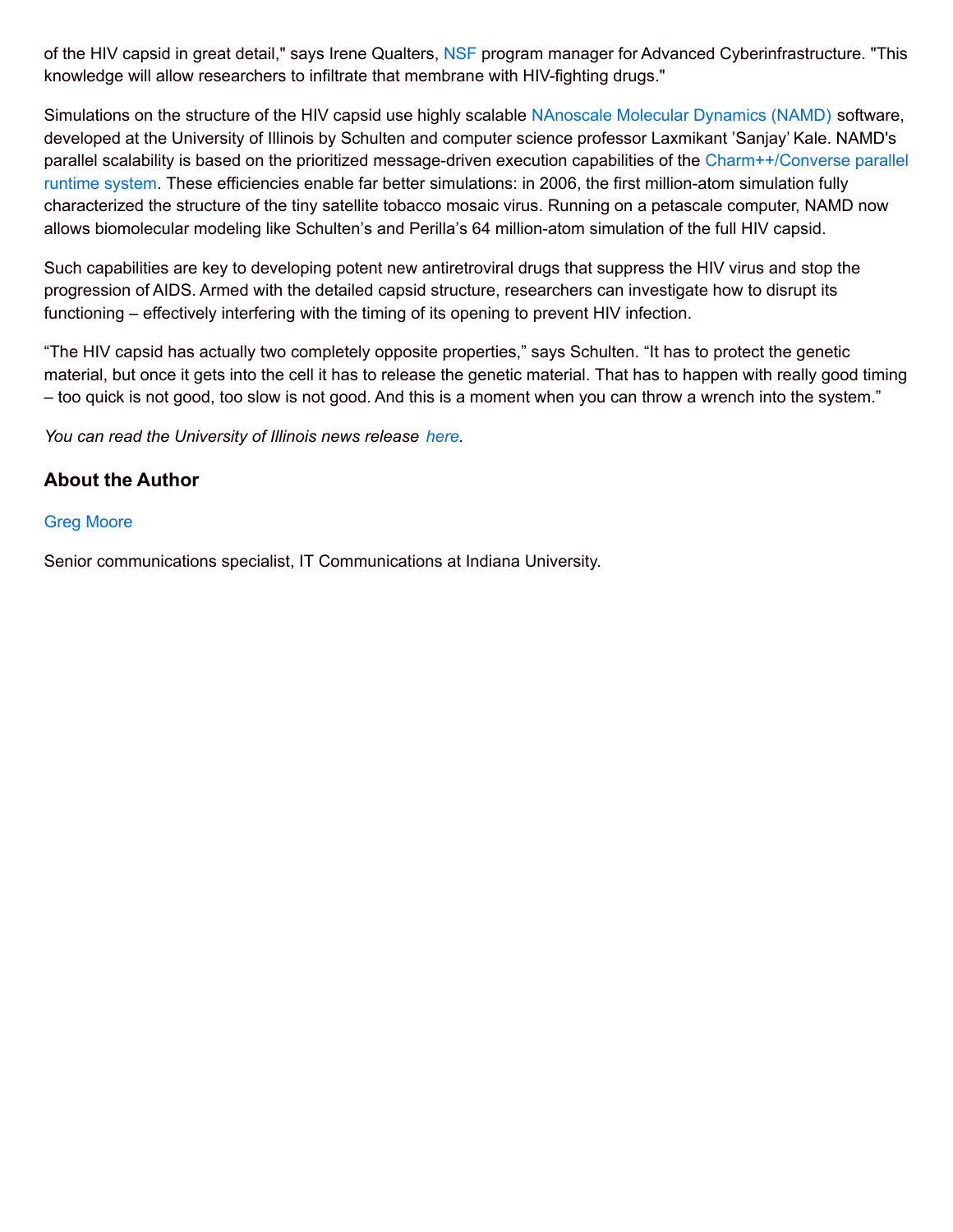of the HIV capsid in great detail," says Irene Qualters, NSF program manager for Advanced Cyberinfrastructure. "This knowledge will allow researchers to infiltrate that membrane with HIV-fighting drugs."

Simulations on the structure of the HIV capsid use highly scalable NAnoscale Molecular Dynamics (NAMD) software, developed at the University of Illinois by Schulten and computer science professor Laxmikant 'Sanjay' Kale. NAMD's parallel scalability is based on the prioritized message-driven execution capabilities of the Charm++/Converse parallel runtime system. These efficiencies enable far better simulations: in 2006, the first million-atom simulation fully characterized the structure of the tiny satellite tobacco mosaic virus. Running on a petascale computer, NAMD now allows biomolecular modeling like Schulten's and Perilla's 64 million-atom simulation of the full HIV capsid.

Such capabilities are key to developing potent new antiretroviral drugs that suppress the HIV virus and stop the progression of AIDS. Armed with the detailed capsid structure, researchers can investigate how to disrupt its functioning – effectively interfering with the timing of its opening to prevent HIV infection.

"The HIV capsid has actually two completely opposite properties," says Schulten. "It has to protect the genetic material, but once it gets into the cell it has to release the genetic material. That has to happen with really good timing – too quick is not good, too slow is not good. And this is a moment when you can throw a wrench into the system."

*You can read the University of Illinois news release here.*

### About the Author

Greg Moore

Senior communications specialist, IT Communications at Indiana University.